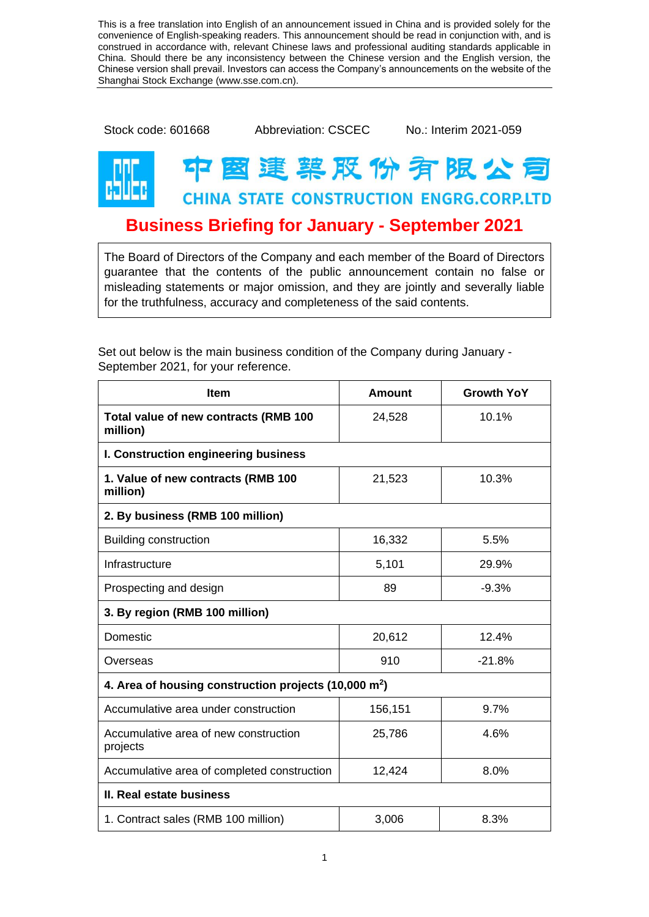This is a free translation into English of an announcement issued in China and is provided solely for the convenience of English-speaking readers. This announcement should be read in conjunction with, and is construed in accordance with, relevant Chinese laws and professional auditing standards applicable in China. Should there be any inconsistency between the Chinese version and the English version, the Chinese version shall prevail. Investors can access the Company's announcements on the website of the Shanghai Stock Exchange (www.sse.com.cn).

Stock code: 601668    Abbreviation: CSCEC    No.: Interim 2021-059

中国建筑股份有限公司

CHINA STATE CONSTRUCTION ENGRG.CORP.LTD

# Business Briefing for January - September 2021

The Board of Directors of the Company and each member of the Board of Directors guarantee that the contents of the public announcement contain no false or misleading statements or major omission, and they are jointly and severally liable for the truthfulness, accuracy and completeness of the said contents.

Set out below is the main business condition of the Company during January - September 2021, for your reference.

| Item | Amount | Growth YoY |
|---|---|---|
| **Total value of new contracts (RMB 100 million)** | 24,528 | 10.1% |
| **I. Construction engineering business** | | |
| **1. Value of new contracts (RMB 100 million)** | 21,523 | 10.3% |
| **2. By business (RMB 100 million)** | | |
| Building construction | 16,332 | 5.5% |
| Infrastructure | 5,101 | 29.9% |
| Prospecting and design | 89 | -9.3% |
| **3. By region (RMB 100 million)** | | |
| Domestic | 20,612 | 12.4% |
| Overseas | 910 | -21.8% |
| **4. Area of housing construction projects (10,000 $m^2$)** | | |
| Accumulative area under construction | 156,151 | 9.7% |
| Accumulative area of new construction projects | 25,786 | 4.6% |
| Accumulative area of completed construction | 12,424 | 8.0% |
| **II. Real estate business** | | |
| 1. Contract sales (RMB 100 million) | 3,006 | 8.3% |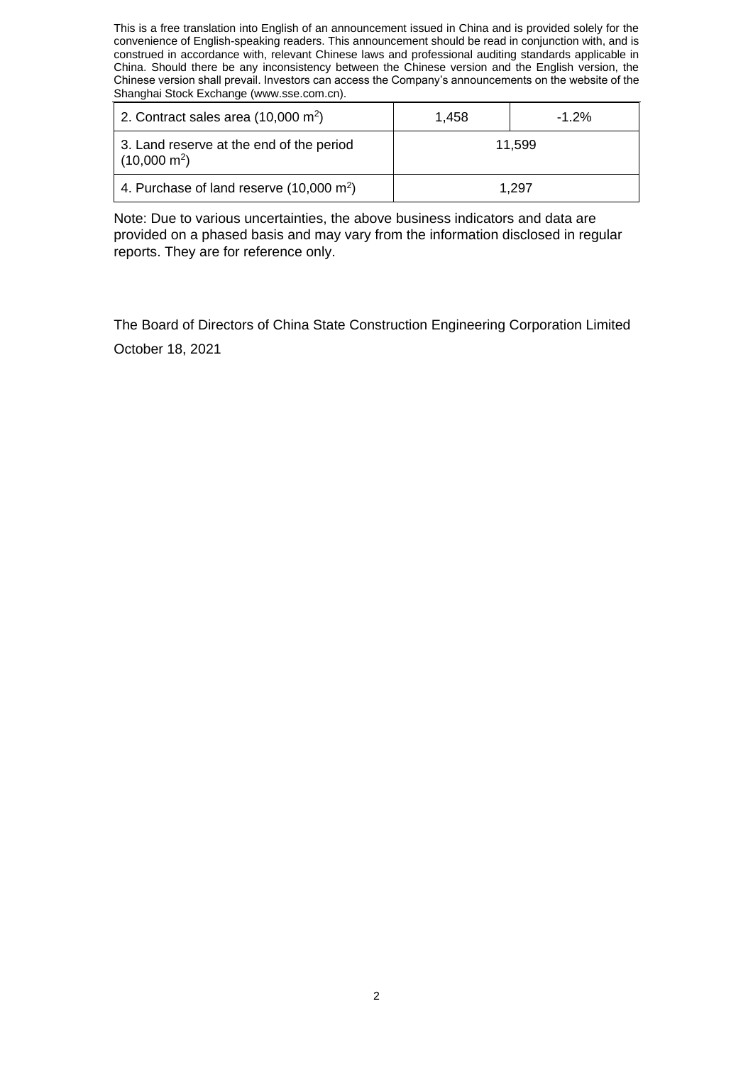This is a free translation into English of an announcement issued in China and is provided solely for the convenience of English-speaking readers. This announcement should be read in conjunction with, and is construed in accordance with, relevant Chinese laws and professional auditing standards applicable in China. Should there be any inconsistency between the Chinese version and the English version, the Chinese version shall prevail. Investors can access the Company's announcements on the website of the Shanghai Stock Exchange (www.sse.com.cn).

| | | |
|---|---|---|
| 2. Contract sales area (10,000 $m^2$) | 1,458 | -1.2% |
| 3. Land reserve at the end of the period (10,000 $m^2$) | 11,599 | |
| 4. Purchase of land reserve (10,000 $m^2$) | 1,297 | |

Note: Due to various uncertainties, the above business indicators and data are provided on a phased basis and may vary from the information disclosed in regular reports. They are for reference only.

The Board of Directors of China State Construction Engineering Corporation Limited

October 18, 2021